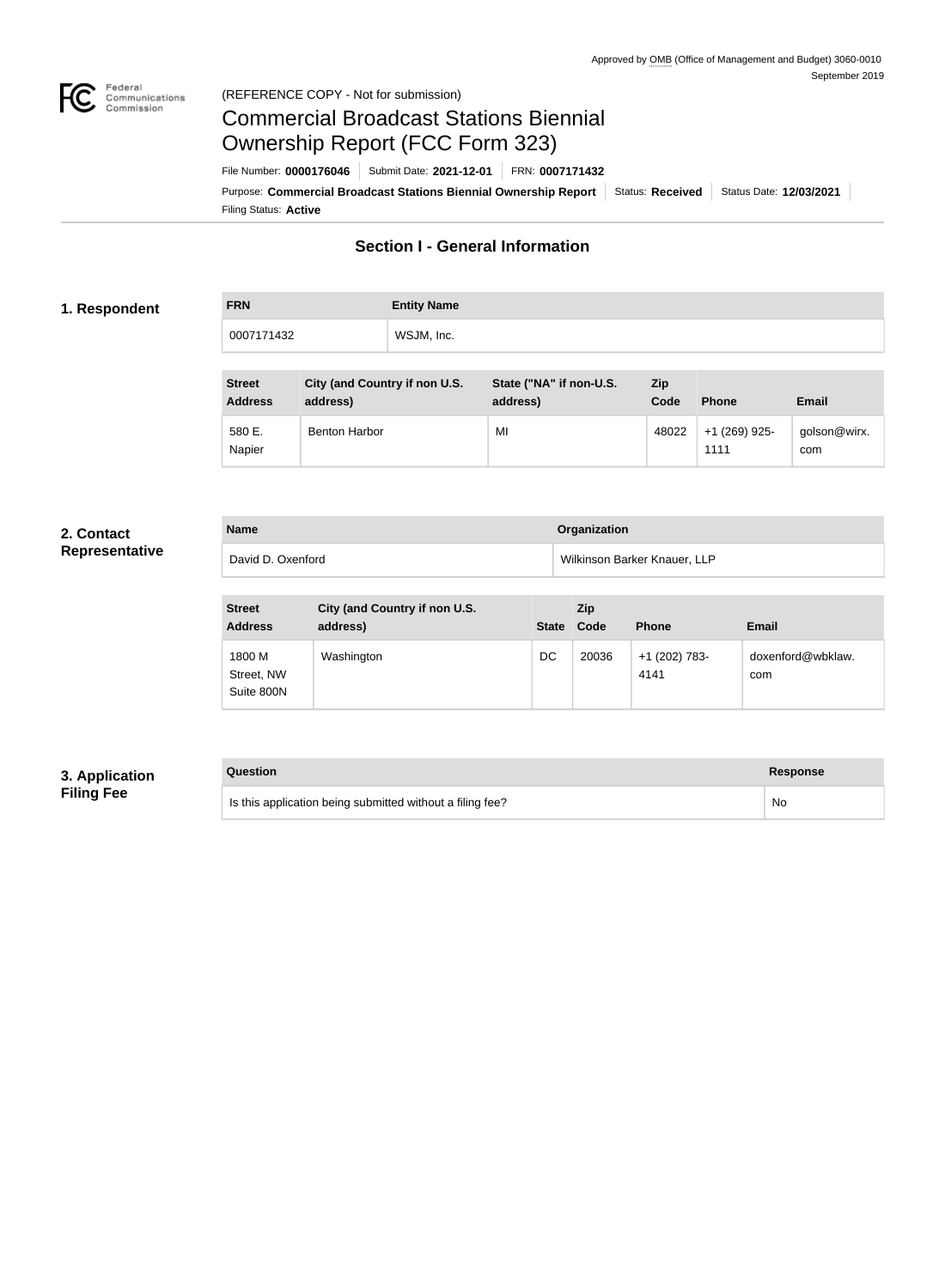Approved by OMB (Office of Management and Budget) 3060-0010
September 2019

(REFERENCE COPY - Not for submission)

# Commercial Broadcast Stations Biennial Ownership Report (FCC Form 323)

File Number: **0000176046** | Submit Date: **2021-12-01** | FRN: **0007171432**

Purpose: **Commercial Broadcast Stations Biennial Ownership Report** | Status: **Received** | Status Date: **12/03/2021**

Filing Status: **Active**

## Section I - General Information

### 1. Respondent

| FRN | Entity Name |
| --- | --- |
| 0007171432 | WSJM, Inc. |

| Street Address | City (and Country if non U.S. address) | State ("NA" if non-U.S. address) | Zip Code | Phone | Email |
| --- | --- | --- | --- | --- | --- |
| 580 E. Napier | Benton Harbor | MI | 48022 | +1 (269) 925-1111 | golson@wirx.com |

### 2. Contact Representative

| Name | Organization |
| --- | --- |
| David D. Oxenford | Wilkinson Barker Knauer, LLP |

| Street Address | City (and Country if non U.S. address) | State | Zip Code | Phone | Email |
| --- | --- | --- | --- | --- | --- |
| 1800 M Street, NW Suite 800N | Washington | DC | 20036 | +1 (202) 783-4141 | doxenford@wbklaw.com |

### 3. Application Filing Fee

| Question | Response |
| --- | --- |
| Is this application being submitted without a filing fee? | No |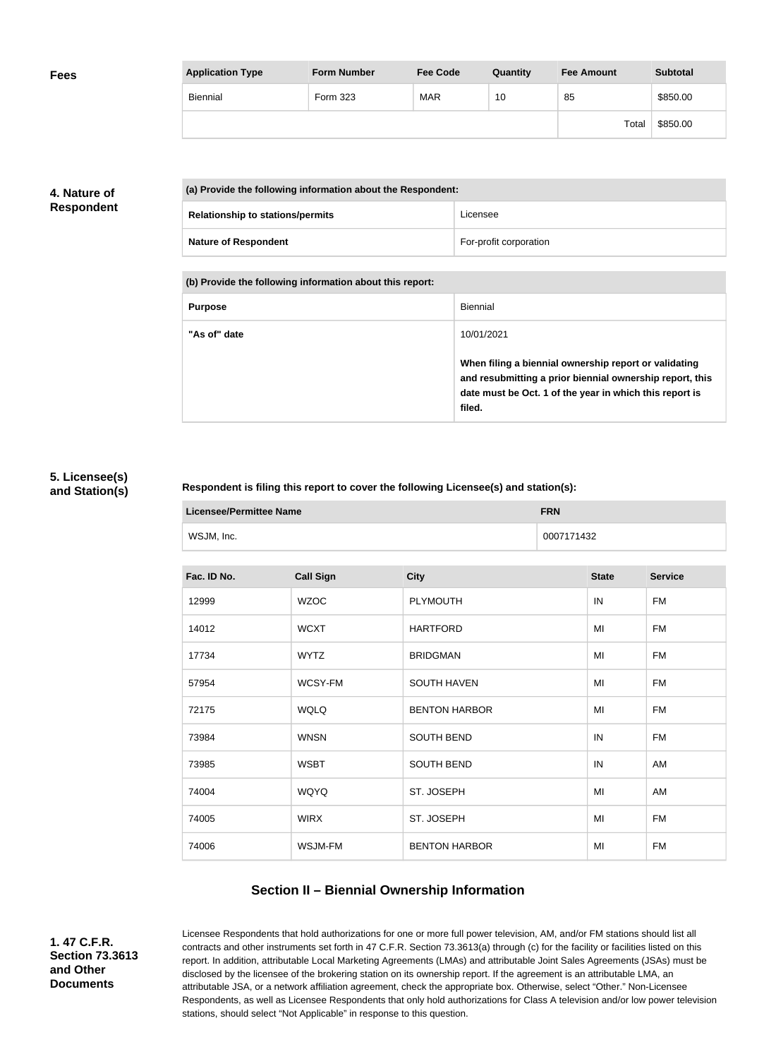## Fees

| Application Type | Form Number | Fee Code | Quantity | Fee Amount | Subtotal |
|---|---|---|---|---|---|
| Biennial | Form 323 | MAR | 10 | 85 | $850.00 |
| | | | | Total | $850.00 |

## 4. Nature of Respondent

| (a) Provide the following information about the Respondent: | |
|---|---|
| **Relationship to stations/permits** | Licensee |
| **Nature of Respondent** | For-profit corporation |

| (b) Provide the following information about this report: | |
|---|---|
| **Purpose** | Biennial |
| **"As of" date** | 10/01/2021<br><br>**When filing a biennial ownership report or validating and resubmitting a prior biennial ownership report, this date must be Oct. 1 of the year in which this report is filed.** |

## 5. Licensee(s) and Station(s)

**Respondent is filing this report to cover the following Licensee(s) and station(s):**

| Licensee/Permittee Name | FRN |
|---|---|
| WSJM, Inc. | 0007171432 |

| Fac. ID No. | Call Sign | City | State | Service |
|---|---|---|---|---|
| 12999 | WZOC | PLYMOUTH | IN | FM |
| 14012 | WCXT | HARTFORD | MI | FM |
| 17734 | WYTZ | BRIDGMAN | MI | FM |
| 57954 | WCSY-FM | SOUTH HAVEN | MI | FM |
| 72175 | WQLQ | BENTON HARBOR | MI | FM |
| 73984 | WNSN | SOUTH BEND | IN | FM |
| 73985 | WSBT | SOUTH BEND | IN | AM |
| 74004 | WQYQ | ST. JOSEPH | MI | AM |
| 74005 | WIRX | ST. JOSEPH | MI | FM |
| 74006 | WSJM-FM | BENTON HARBOR | MI | FM |

# Section II – Biennial Ownership Information

## 1. 47 C.F.R. Section 73.3613 and Other Documents

Licensee Respondents that hold authorizations for one or more full power television, AM, and/or FM stations should list all contracts and other instruments set forth in 47 C.F.R. Section 73.3613(a) through (c) for the facility or facilities listed on this report. In addition, attributable Local Marketing Agreements (LMAs) and attributable Joint Sales Agreements (JSAs) must be disclosed by the licensee of the brokering station on its ownership report. If the agreement is an attributable LMA, an attributable JSA, or a network affiliation agreement, check the appropriate box. Otherwise, select "Other." Non-Licensee Respondents, as well as Licensee Respondents that only hold authorizations for Class A television and/or low power television stations, should select "Not Applicable" in response to this question.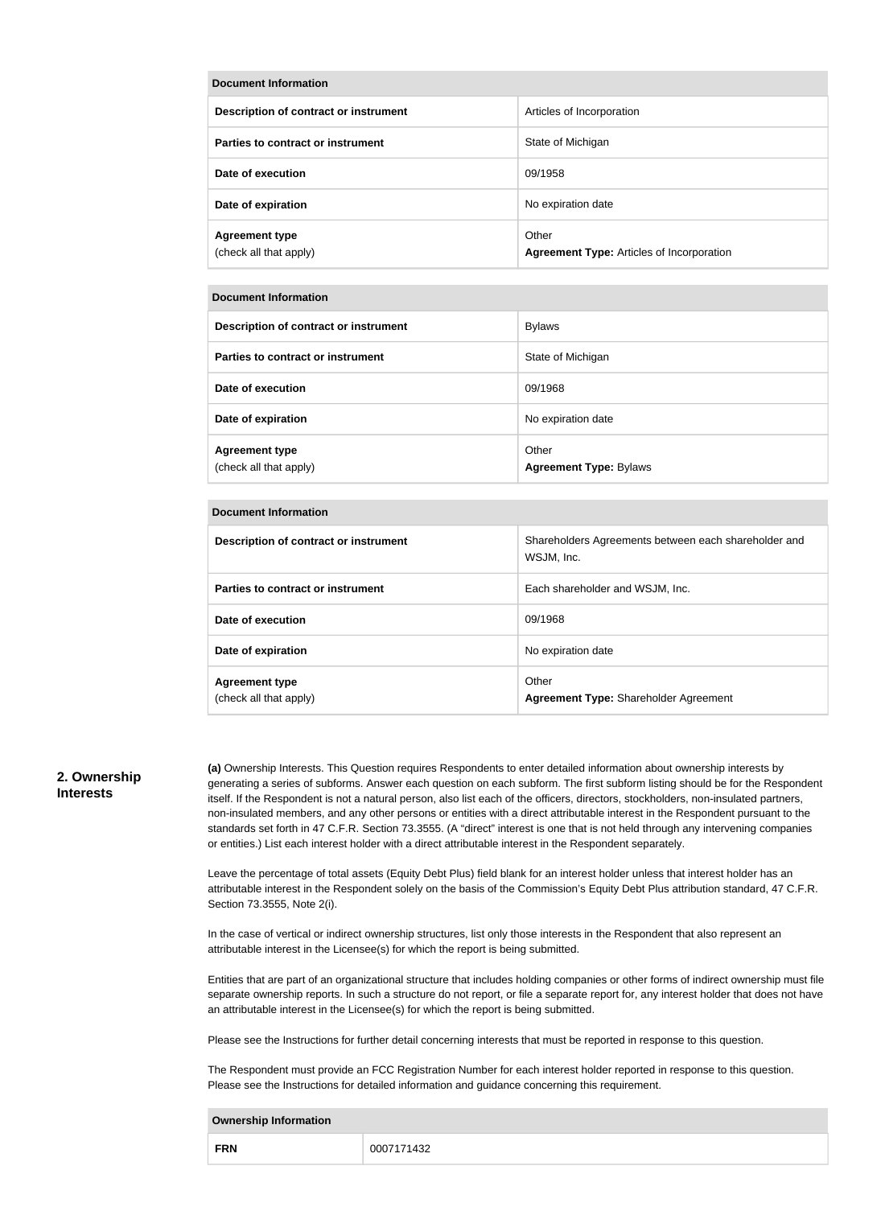| Document Information | |
|---|---|
| Description of contract or instrument | Articles of Incorporation |
| Parties to contract or instrument | State of Michigan |
| Date of execution | 09/1958 |
| Date of expiration | No expiration date |
| Agreement type (check all that apply) | Other **Agreement Type:** Articles of Incorporation |

| Document Information | |
|---|---|
| Description of contract or instrument | Bylaws |
| Parties to contract or instrument | State of Michigan |
| Date of execution | 09/1968 |
| Date of expiration | No expiration date |
| Agreement type (check all that apply) | Other **Agreement Type:** Bylaws |

| Document Information | |
|---|---|
| Description of contract or instrument | Shareholders Agreements between each shareholder and WSJM, Inc. |
| Parties to contract or instrument | Each shareholder and WSJM, Inc. |
| Date of execution | 09/1968 |
| Date of expiration | No expiration date |
| Agreement type (check all that apply) | Other **Agreement Type:** Shareholder Agreement |

## 2. Ownership Interests

**(a)** Ownership Interests. This Question requires Respondents to enter detailed information about ownership interests by generating a series of subforms. Answer each question on each subform. The first subform listing should be for the Respondent itself. If the Respondent is not a natural person, also list each of the officers, directors, stockholders, non-insulated partners, non-insulated members, and any other persons or entities with a direct attributable interest in the Respondent pursuant to the standards set forth in 47 C.F.R. Section 73.3555. (A "direct" interest is one that is not held through any intervening companies or entities.) List each interest holder with a direct attributable interest in the Respondent separately.

Leave the percentage of total assets (Equity Debt Plus) field blank for an interest holder unless that interest holder has an attributable interest in the Respondent solely on the basis of the Commission's Equity Debt Plus attribution standard, 47 C.F.R. Section 73.3555, Note 2(i).

In the case of vertical or indirect ownership structures, list only those interests in the Respondent that also represent an attributable interest in the Licensee(s) for which the report is being submitted.

Entities that are part of an organizational structure that includes holding companies or other forms of indirect ownership must file separate ownership reports. In such a structure do not report, or file a separate report for, any interest holder that does not have an attributable interest in the Licensee(s) for which the report is being submitted.

Please see the Instructions for further detail concerning interests that must be reported in response to this question.

The Respondent must provide an FCC Registration Number for each interest holder reported in response to this question. Please see the Instructions for detailed information and guidance concerning this requirement.

| Ownership Information | |
|---|---|
| FRN | 0007171432 |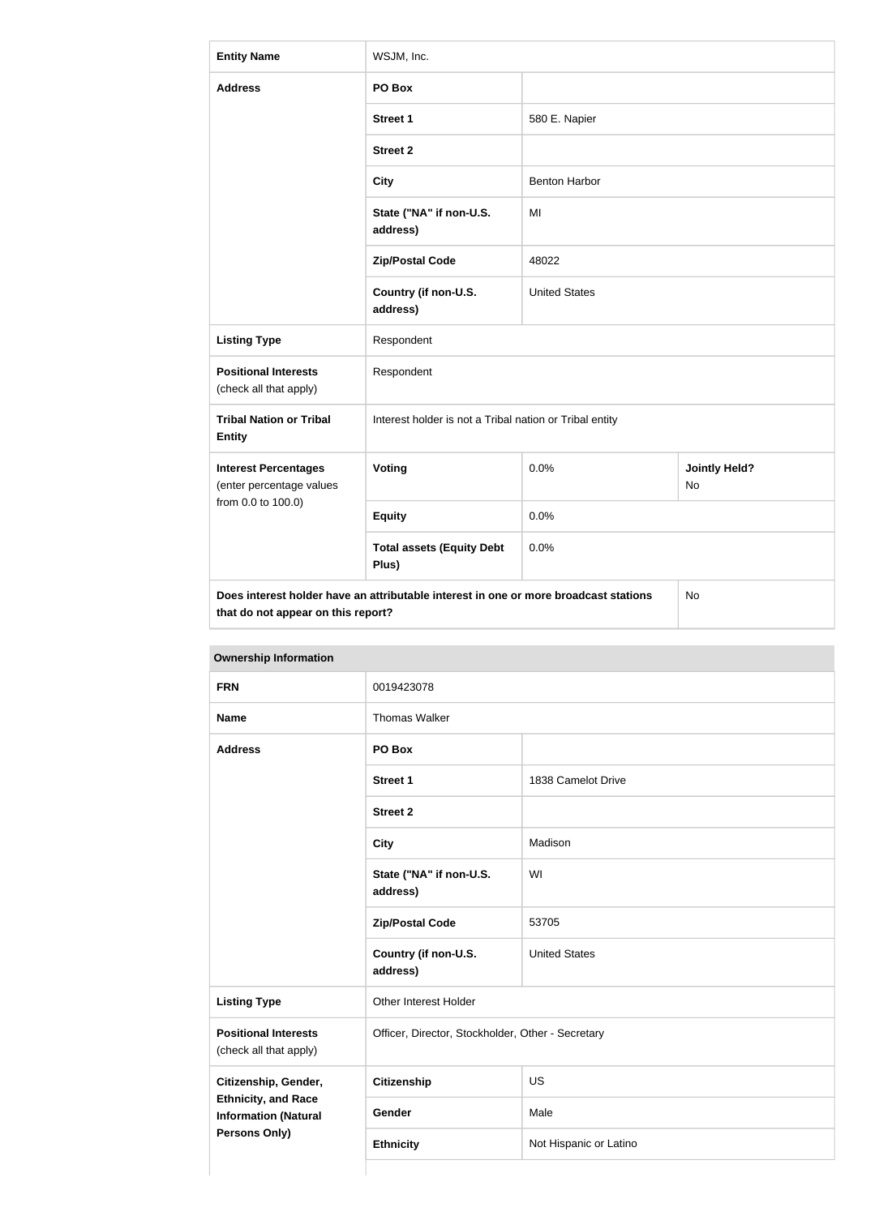| **Entity Name** | WSJM, Inc. | | |
|---|---|---|---|
| **Address** | **PO Box** | | |
| | **Street 1** | 580 E. Napier | |
| | **Street 2** | | |
| | **City** | Benton Harbor | |
| | **State ("NA" if non-U.S. address)** | MI | |
| | **Zip/Postal Code** | 48022 | |
| | **Country (if non-U.S. address)** | United States | |
| **Listing Type** | Respondent | | |
| **Positional Interests** (check all that apply) | Respondent | | |
| **Tribal Nation or Tribal Entity** | Interest holder is not a Tribal nation or Tribal entity | | |
| **Interest Percentages** (enter percentage values from 0.0 to 100.0) | **Voting** | 0.0% | **Jointly Held?** No |
| | **Equity** | 0.0% | |
| | **Total assets (Equity Debt Plus)** | 0.0% | |
| **Does interest holder have an attributable interest in one or more broadcast stations that do not appear on this report?** | | | No |

**Ownership Information**

| **FRN** | 0019423078 | |
|---|---|---|
| **Name** | Thomas Walker | |
| **Address** | **PO Box** | |
| | **Street 1** | 1838 Camelot Drive |
| | **Street 2** | |
| | **City** | Madison |
| | **State ("NA" if non-U.S. address)** | WI |
| | **Zip/Postal Code** | 53705 |
| | **Country (if non-U.S. address)** | United States |
| **Listing Type** | Other Interest Holder | |
| **Positional Interests** (check all that apply) | Officer, Director, Stockholder, Other - Secretary | |
| **Citizenship, Gender, Ethnicity, and Race Information (Natural Persons Only)** | **Citizenship** | US |
| | **Gender** | Male |
| | **Ethnicity** | Not Hispanic or Latino |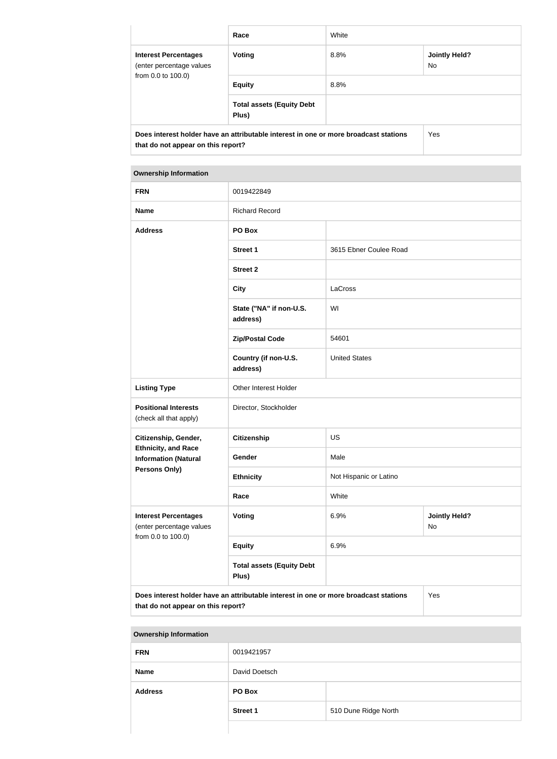| | Race | White | |
|---|---|---|---|
| **Interest Percentages** (enter percentage values from 0.0 to 100.0) | **Voting** | 8.8% | **Jointly Held?** No |
| | **Equity** | 8.8% | |
| | **Total assets (Equity Debt Plus)** | | |
| **Does interest holder have an attributable interest in one or more broadcast stations that do not appear on this report?** | | | Yes |

| **Ownership Information** | | | |
|---|---|---|---|
| **FRN** | 0019422849 | | |
| **Name** | Richard Record | | |
| **Address** | **PO Box** | | |
| | **Street 1** | 3615 Ebner Coulee Road | |
| | **Street 2** | | |
| | **City** | LaCross | |
| | **State ("NA" if non-U.S. address)** | WI | |
| | **Zip/Postal Code** | 54601 | |
| | **Country (if non-U.S. address)** | United States | |
| **Listing Type** | Other Interest Holder | | |
| **Positional Interests** (check all that apply) | Director, Stockholder | | |
| **Citizenship, Gender, Ethnicity, and Race Information (Natural Persons Only)** | **Citizenship** | US | |
| | **Gender** | Male | |
| | **Ethnicity** | Not Hispanic or Latino | |
| | **Race** | White | |
| **Interest Percentages** (enter percentage values from 0.0 to 100.0) | **Voting** | 6.9% | **Jointly Held?** No |
| | **Equity** | 6.9% | |
| | **Total assets (Equity Debt Plus)** | | |
| **Does interest holder have an attributable interest in one or more broadcast stations that do not appear on this report?** | | | Yes |

| **Ownership Information** | | |
|---|---|---|
| **FRN** | 0019421957 | |
| **Name** | David Doetsch | |
| **Address** | **PO Box** | |
| | **Street 1** | 510 Dune Ridge North |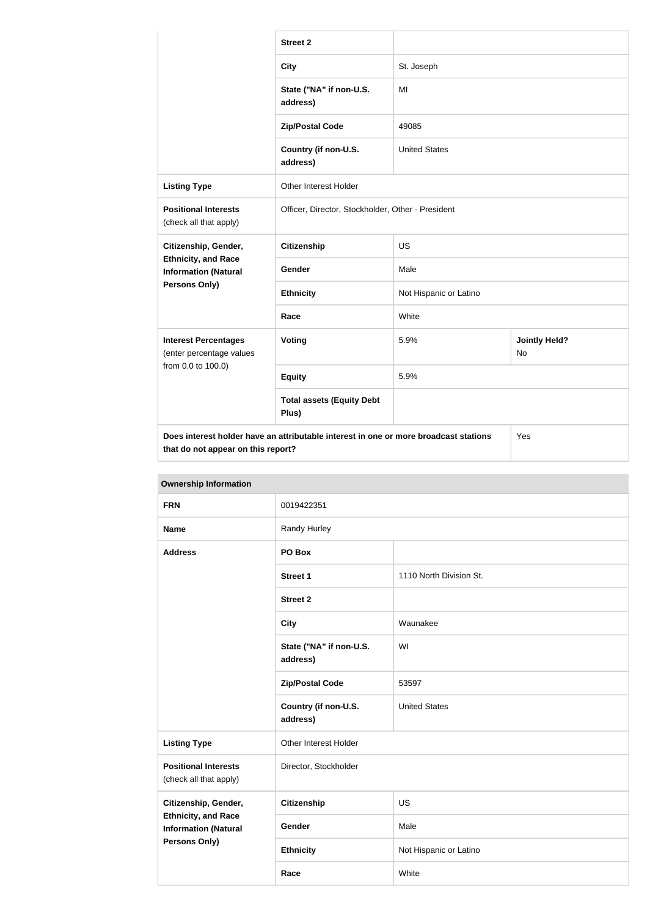| | | | |
|---|---|---|---|
| | Street 2 | | |
| | City | St. Joseph | |
| | State ("NA" if non-U.S. address) | MI | |
| | Zip/Postal Code | 49085 | |
| | Country (if non-U.S. address) | United States | |
| **Listing Type** | Other Interest Holder | | |
| **Positional Interests** (check all that apply) | Officer, Director, Stockholder, Other - President | | |
| **Citizenship, Gender, Ethnicity, and Race Information (Natural Persons Only)** | Citizenship | US | |
| | Gender | Male | |
| | Ethnicity | Not Hispanic or Latino | |
| | Race | White | |
| **Interest Percentages** (enter percentage values from 0.0 to 100.0) | Voting | 5.9% | **Jointly Held?** No |
| | Equity | 5.9% | |
| | Total assets (Equity Debt Plus) | | |
| **Does interest holder have an attributable interest in one or more broadcast stations that do not appear on this report?** | | | Yes |

| **Ownership Information** | | |
|---|---|---|
| **FRN** | 0019422351 | |
| **Name** | Randy Hurley | |
| **Address** | PO Box | |
| | Street 1 | 1110 North Division St. |
| | Street 2 | |
| | City | Waunakee |
| | State ("NA" if non-U.S. address) | WI |
| | Zip/Postal Code | 53597 |
| | Country (if non-U.S. address) | United States |
| **Listing Type** | Other Interest Holder | |
| **Positional Interests** (check all that apply) | Director, Stockholder | |
| **Citizenship, Gender, Ethnicity, and Race Information (Natural Persons Only)** | Citizenship | US |
| | Gender | Male |
| | Ethnicity | Not Hispanic or Latino |
| | Race | White |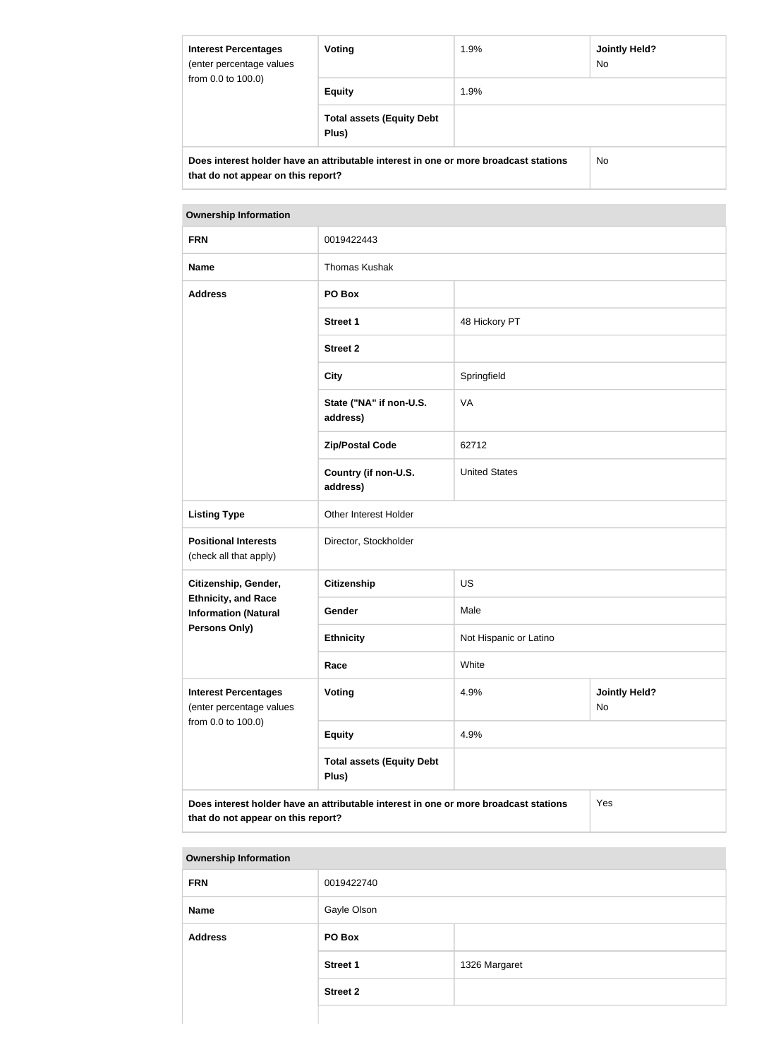| Interest Percentages (enter percentage values from 0.0 to 100.0) | Voting | 1.9% | Jointly Held? No |
|---|---|---|---|
| | Equity | 1.9% | |
| | Total assets (Equity Debt Plus) | | |
| Does interest holder have an attributable interest in one or more broadcast stations that do not appear on this report? | | | No |

| Ownership Information | | | |
|---|---|---|---|
| FRN | 0019422443 | | |
| Name | Thomas Kushak | | |
| Address | PO Box | | |
| | Street 1 | 48 Hickory PT | |
| | Street 2 | | |
| | City | Springfield | |
| | State ("NA" if non-U.S. address) | VA | |
| | Zip/Postal Code | 62712 | |
| | Country (if non-U.S. address) | United States | |
| Listing Type | Other Interest Holder | | |
| Positional Interests (check all that apply) | Director, Stockholder | | |
| Citizenship, Gender, Ethnicity, and Race Information (Natural Persons Only) | Citizenship | US | |
| | Gender | Male | |
| | Ethnicity | Not Hispanic or Latino | |
| | Race | White | |
| Interest Percentages (enter percentage values from 0.0 to 100.0) | Voting | 4.9% | Jointly Held? No |
| | Equity | 4.9% | |
| | Total assets (Equity Debt Plus) | | |
| Does interest holder have an attributable interest in one or more broadcast stations that do not appear on this report? | | | Yes |

| Ownership Information | | |
|---|---|---|
| FRN | 0019422740 | |
| Name | Gayle Olson | |
| Address | PO Box | |
| | Street 1 | 1326 Margaret |
| | Street 2 | |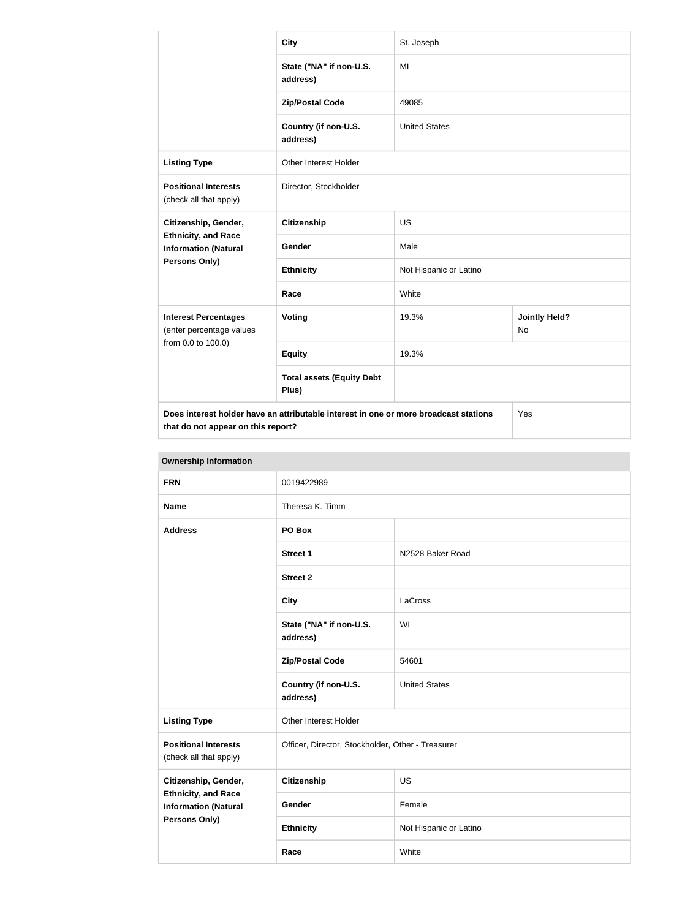| | | | |
|---|---|---|---|
| | City | St. Joseph | |
| | State ("NA" if non-U.S. address) | MI | |
| | Zip/Postal Code | 49085 | |
| | Country (if non-U.S. address) | United States | |
| **Listing Type** | Other Interest Holder | | |
| **Positional Interests** (check all that apply) | Director, Stockholder | | |
| **Citizenship, Gender, Ethnicity, and Race Information (Natural Persons Only)** | **Citizenship** | US | |
| | **Gender** | Male | |
| | **Ethnicity** | Not Hispanic or Latino | |
| | **Race** | White | |
| **Interest Percentages** (enter percentage values from 0.0 to 100.0) | **Voting** | 19.3% | **Jointly Held?** No |
| | **Equity** | 19.3% | |
| | **Total assets (Equity Debt Plus)** | | |
| **Does interest holder have an attributable interest in one or more broadcast stations that do not appear on this report?** | | | Yes |

**Ownership Information**

| | | |
|---|---|---|
| **FRN** | 0019422989 | |
| **Name** | Theresa K. Timm | |
| **Address** | **PO Box** | |
| | **Street 1** | N2528 Baker Road |
| | **Street 2** | |
| | **City** | LaCross |
| | **State ("NA" if non-U.S. address)** | WI |
| | **Zip/Postal Code** | 54601 |
| | **Country (if non-U.S. address)** | United States |
| **Listing Type** | Other Interest Holder | |
| **Positional Interests** (check all that apply) | Officer, Director, Stockholder, Other - Treasurer | |
| **Citizenship, Gender, Ethnicity, and Race Information (Natural Persons Only)** | **Citizenship** | US |
| | **Gender** | Female |
| | **Ethnicity** | Not Hispanic or Latino |
| | **Race** | White |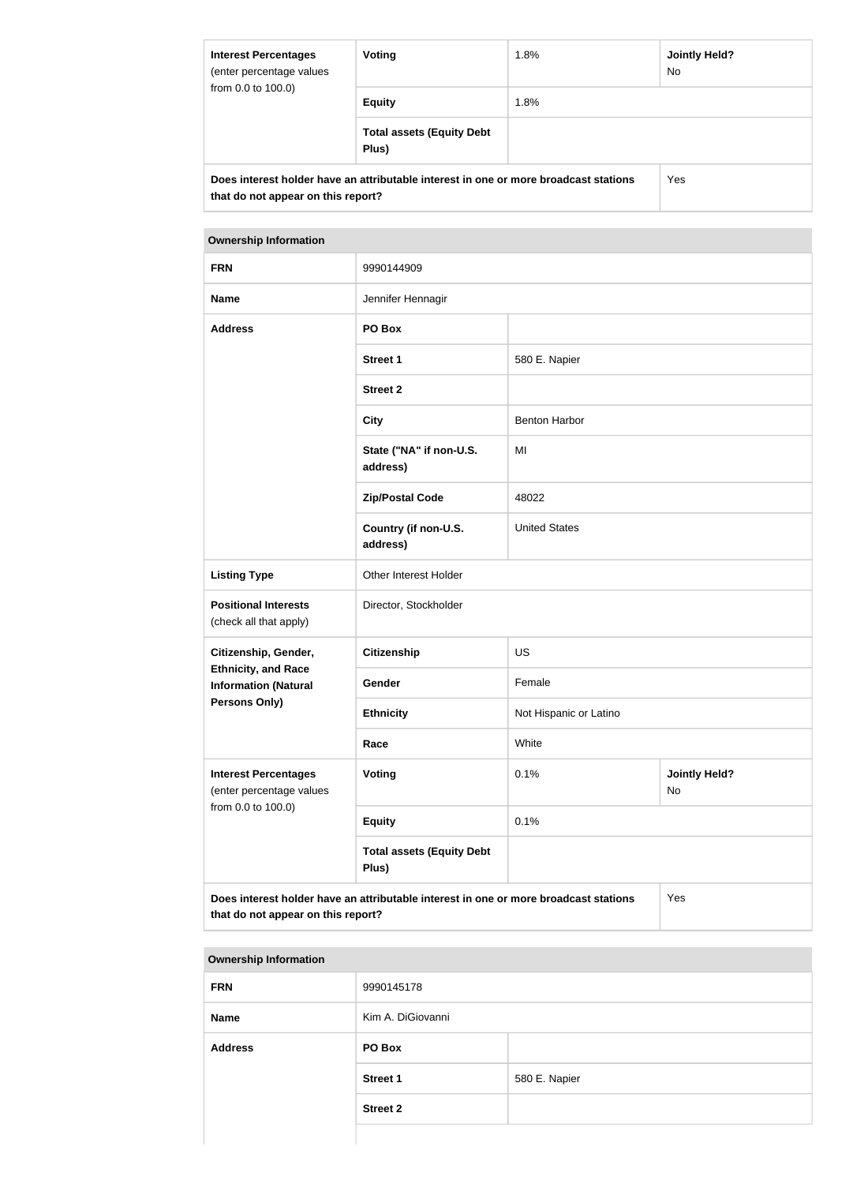| **Interest Percentages** (enter percentage values from 0.0 to 100.0) | **Voting** | 1.8% | **Jointly Held?** No |
|---|---|---|---|
| | **Equity** | 1.8% | |
| | **Total assets (Equity Debt Plus)** | | |
| **Does interest holder have an attributable interest in one or more broadcast stations that do not appear on this report?** | | | Yes |

| **Ownership Information** | | | |
|---|---|---|---|
| **FRN** | 9990144909 | | |
| **Name** | Jennifer Hennagir | | |
| **Address** | **PO Box** | | |
| | **Street 1** | 580 E. Napier | |
| | **Street 2** | | |
| | **City** | Benton Harbor | |
| | **State ("NA" if non-U.S. address)** | MI | |
| | **Zip/Postal Code** | 48022 | |
| | **Country (if non-U.S. address)** | United States | |
| **Listing Type** | Other Interest Holder | | |
| **Positional Interests** (check all that apply) | Director, Stockholder | | |
| **Citizenship, Gender, Ethnicity, and Race Information (Natural Persons Only)** | **Citizenship** | US | |
| | **Gender** | Female | |
| | **Ethnicity** | Not Hispanic or Latino | |
| | **Race** | White | |
| **Interest Percentages** (enter percentage values from 0.0 to 100.0) | **Voting** | 0.1% | **Jointly Held?** No |
| | **Equity** | 0.1% | |
| | **Total assets (Equity Debt Plus)** | | |
| **Does interest holder have an attributable interest in one or more broadcast stations that do not appear on this report?** | | | Yes |

| **Ownership Information** | | |
|---|---|---|
| **FRN** | 9990145178 | |
| **Name** | Kim A. DiGiovanni | |
| **Address** | **PO Box** | |
| | **Street 1** | 580 E. Napier |
| | **Street 2** | |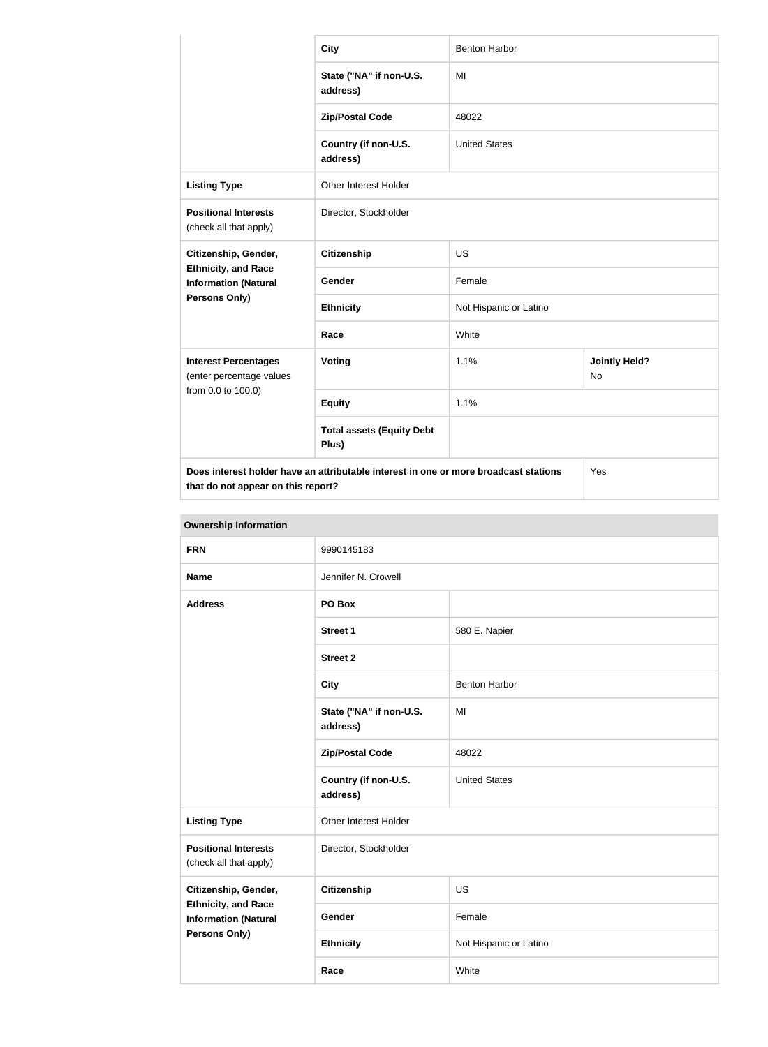|  |  |  |  |
|---|---|---|---|
|  | **City** | Benton Harbor |  |
|  | **State ("NA" if non-U.S. address)** | MI |  |
|  | **Zip/Postal Code** | 48022 |  |
|  | **Country (if non-U.S. address)** | United States |  |
| **Listing Type** | Other Interest Holder |  |  |
| **Positional Interests** (check all that apply) | Director, Stockholder |  |  |
| **Citizenship, Gender, Ethnicity, and Race Information (Natural Persons Only)** | **Citizenship** | US |  |
|  | **Gender** | Female |  |
|  | **Ethnicity** | Not Hispanic or Latino |  |
|  | **Race** | White |  |
| **Interest Percentages** (enter percentage values from 0.0 to 100.0) | **Voting** | 1.1% | **Jointly Held?** No |
|  | **Equity** | 1.1% |  |
|  | **Total assets (Equity Debt Plus)** |  |  |
| **Does interest holder have an attributable interest in one or more broadcast stations that do not appear on this report?** |  |  | Yes |

**Ownership Information**

|  |  |  |
|---|---|---|
| **FRN** | 9990145183 |  |
| **Name** | Jennifer N. Crowell |  |
| **Address** | **PO Box** |  |
|  | **Street 1** | 580 E. Napier |
|  | **Street 2** |  |
|  | **City** | Benton Harbor |
|  | **State ("NA" if non-U.S. address)** | MI |
|  | **Zip/Postal Code** | 48022 |
|  | **Country (if non-U.S. address)** | United States |
| **Listing Type** | Other Interest Holder |  |
| **Positional Interests** (check all that apply) | Director, Stockholder |  |
| **Citizenship, Gender, Ethnicity, and Race Information (Natural Persons Only)** | **Citizenship** | US |
|  | **Gender** | Female |
|  | **Ethnicity** | Not Hispanic or Latino |
|  | **Race** | White |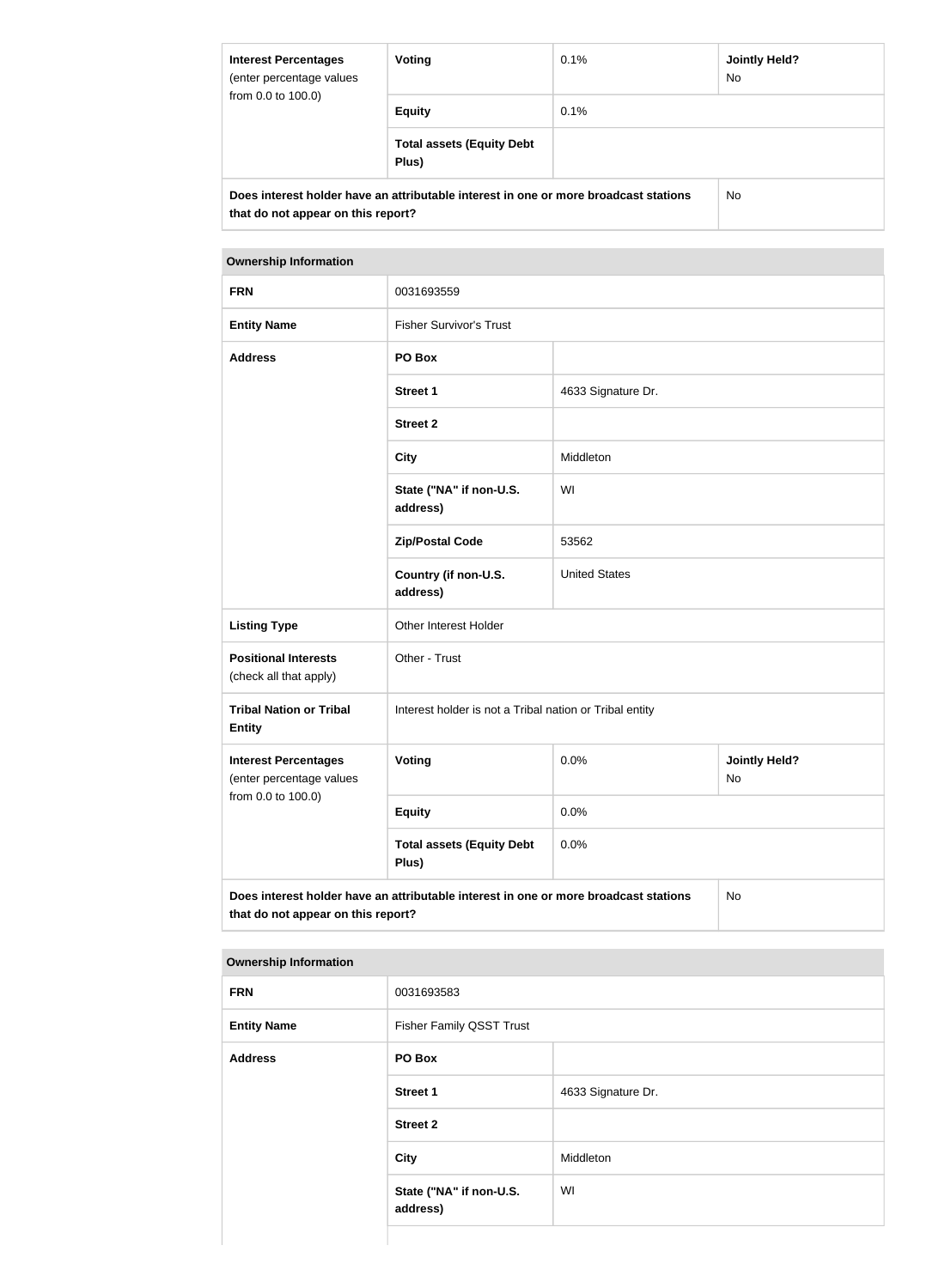| Interest Percentages (enter percentage values from 0.0 to 100.0) | Voting | 0.1% | Jointly Held? No |
|---|---|---|---|
| | Equity | 0.1% | |
| | Total assets (Equity Debt Plus) | | |
| Does interest holder have an attributable interest in one or more broadcast stations that do not appear on this report? | | | No |

| Ownership Information | | | |
|---|---|---|---|
| FRN | 0031693559 | | |
| Entity Name | Fisher Survivor's Trust | | |
| Address | PO Box | | |
| | Street 1 | 4633 Signature Dr. | |
| | Street 2 | | |
| | City | Middleton | |
| | State ("NA" if non-U.S. address) | WI | |
| | Zip/Postal Code | 53562 | |
| | Country (if non-U.S. address) | United States | |
| Listing Type | Other Interest Holder | | |
| Positional Interests (check all that apply) | Other - Trust | | |
| Tribal Nation or Tribal Entity | Interest holder is not a Tribal nation or Tribal entity | | |
| Interest Percentages (enter percentage values from 0.0 to 100.0) | Voting | 0.0% | Jointly Held? No |
| | Equity | 0.0% | |
| | Total assets (Equity Debt Plus) | 0.0% | |
| Does interest holder have an attributable interest in one or more broadcast stations that do not appear on this report? | | | No |

| Ownership Information | | |
|---|---|---|
| FRN | 0031693583 | |
| Entity Name | Fisher Family QSST Trust | |
| Address | PO Box | |
| | Street 1 | 4633 Signature Dr. |
| | Street 2 | |
| | City | Middleton |
| | State ("NA" if non-U.S. address) | WI |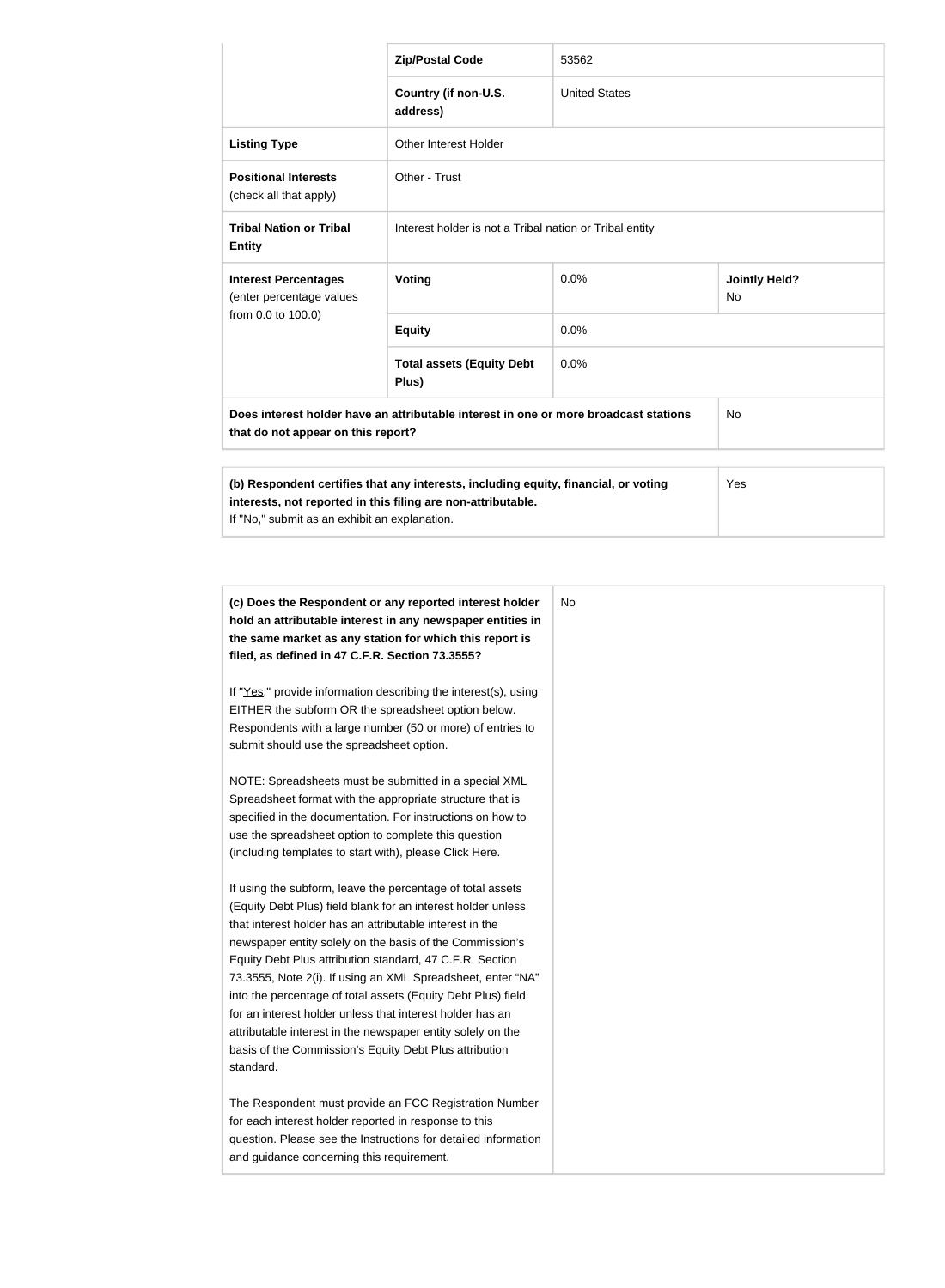| | | | |
|---|---|---|---|
| | **Zip/Postal Code** | 53562 | |
| | **Country (if non-U.S. address)** | United States | |
| **Listing Type** | Other Interest Holder | | |
| **Positional Interests** (check all that apply) | Other - Trust | | |
| **Tribal Nation or Tribal Entity** | Interest holder is not a Tribal nation or Tribal entity | | |
| **Interest Percentages** (enter percentage values from 0.0 to 100.0) | **Voting** | 0.0% | **Jointly Held?** No |
| | **Equity** | 0.0% | |
| | **Total assets (Equity Debt Plus)** | 0.0% | |
| **Does interest holder have an attributable interest in one or more broadcast stations that do not appear on this report?** | | | No |

| | |
|---|---|
| **(b) Respondent certifies that any interests, including equity, financial, or voting interests, not reported in this filing are non-attributable.** If "No," submit as an exhibit an explanation. | Yes |

| | |
|---|---|
| **(c) Does the Respondent or any reported interest holder hold an attributable interest in any newspaper entities in the same market as any station for which this report is filed, as defined in 47 C.F.R. Section 73.3555?**<br><br>If "Yes," provide information describing the interest(s), using EITHER the subform OR the spreadsheet option below. Respondents with a large number (50 or more) of entries to submit should use the spreadsheet option.<br><br>NOTE: Spreadsheets must be submitted in a special XML Spreadsheet format with the appropriate structure that is specified in the documentation. For instructions on how to use the spreadsheet option to complete this question (including templates to start with), please Click Here.<br><br>If using the subform, leave the percentage of total assets (Equity Debt Plus) field blank for an interest holder unless that interest holder has an attributable interest in the newspaper entity solely on the basis of the Commission's Equity Debt Plus attribution standard, 47 C.F.R. Section 73.3555, Note 2(i). If using an XML Spreadsheet, enter "NA" into the percentage of total assets (Equity Debt Plus) field for an interest holder unless that interest holder has an attributable interest in the newspaper entity solely on the basis of the Commission's Equity Debt Plus attribution standard.<br><br>The Respondent must provide an FCC Registration Number for each interest holder reported in response to this question. Please see the Instructions for detailed information and guidance concerning this requirement. | No |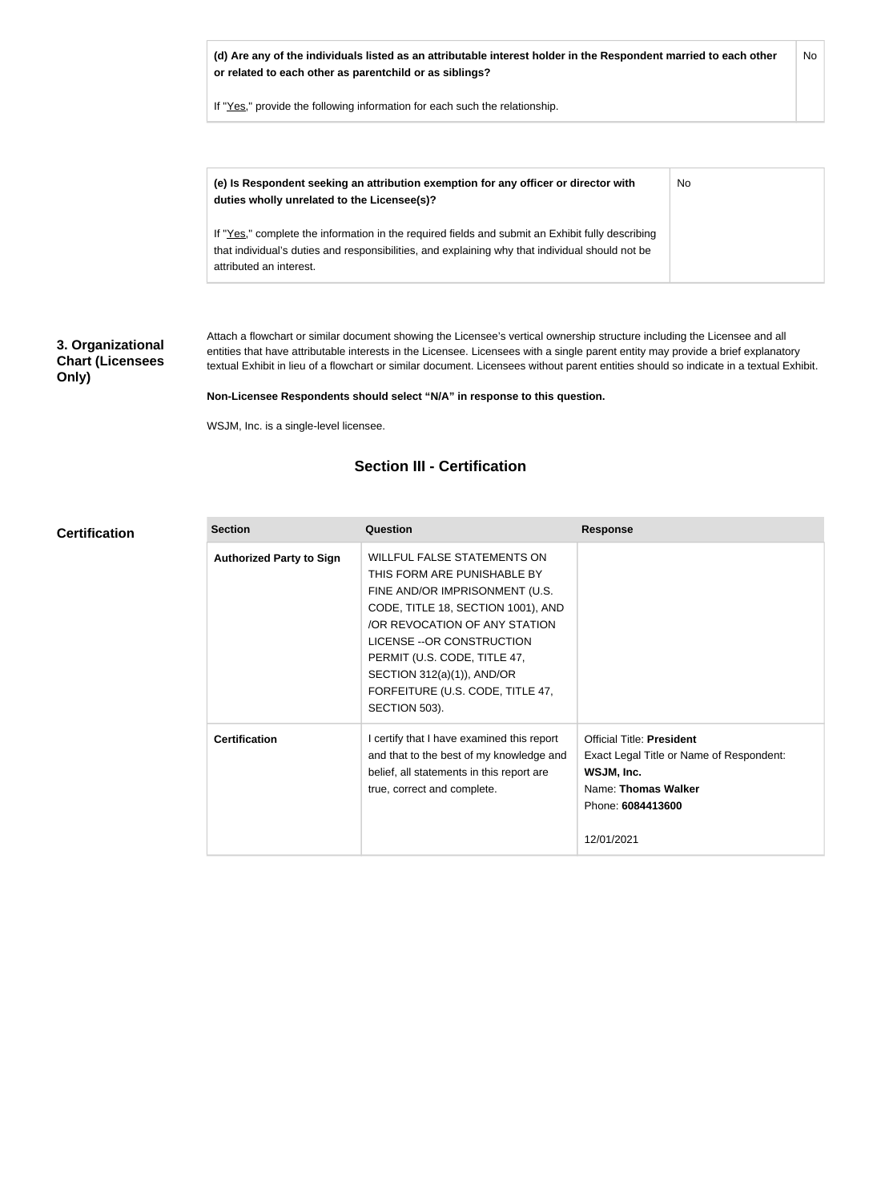| | |
|---|---|
| **(d) Are any of the individuals listed as an attributable interest holder in the Respondent married to each other or related to each other as parentchild or as siblings?**<br><br>If "Yes," provide the following information for each such the relationship. | No |

| | |
|---|---|
| **(e) Is Respondent seeking an attribution exemption for any officer or director with duties wholly unrelated to the Licensee(s)?**<br><br>If "Yes," complete the information in the required fields and submit an Exhibit fully describing that individual's duties and responsibilities, and explaining why that individual should not be attributed an interest. | No |

**3. Organizational Chart (Licensees Only)**

Attach a flowchart or similar document showing the Licensee's vertical ownership structure including the Licensee and all entities that have attributable interests in the Licensee. Licensees with a single parent entity may provide a brief explanatory textual Exhibit in lieu of a flowchart or similar document. Licensees without parent entities should so indicate in a textual Exhibit.

**Non-Licensee Respondents should select "N/A" in response to this question.**

WSJM, Inc. is a single-level licensee.

## Section III - Certification

**Certification**

| Section | Question | Response |
|---|---|---|
| **Authorized Party to Sign** | WILLFUL FALSE STATEMENTS ON THIS FORM ARE PUNISHABLE BY FINE AND/OR IMPRISONMENT (U.S. CODE, TITLE 18, SECTION 1001), AND /OR REVOCATION OF ANY STATION LICENSE --OR CONSTRUCTION PERMIT (U.S. CODE, TITLE 47, SECTION 312(a)(1)), AND/OR FORFEITURE (U.S. CODE, TITLE 47, SECTION 503). | |
| **Certification** | I certify that I have examined this report and that to the best of my knowledge and belief, all statements in this report are true, correct and complete. | Official Title: **President**<br>Exact Legal Title or Name of Respondent: **WSJM, Inc.**<br>Name: **Thomas Walker**<br>Phone: **6084413600**<br><br>12/01/2021 |